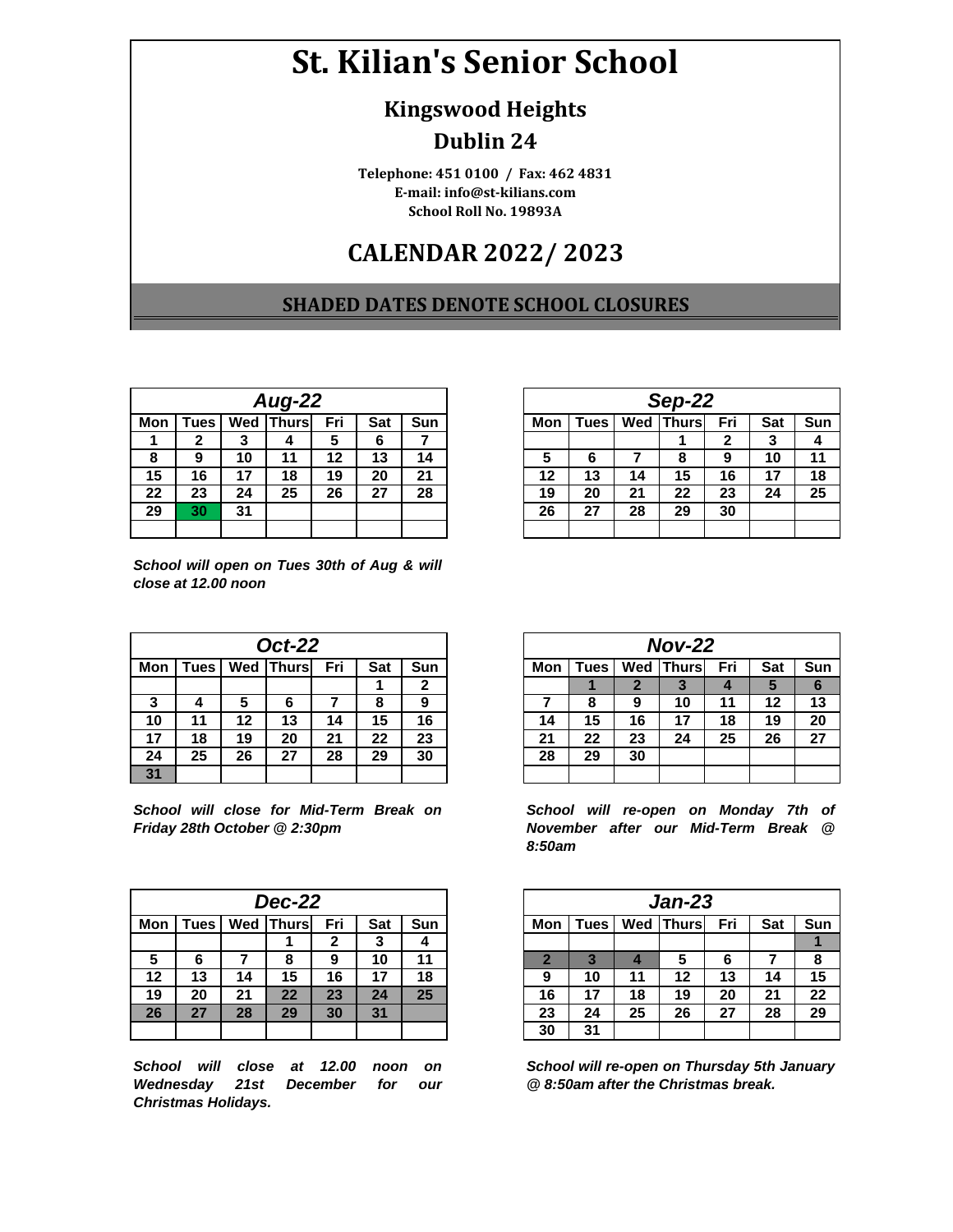# St. Kilian's Senior School

## Kingswood Heights

## Dublin 24

**Telephone: 451 0100 / Fax: 462 4831**
**E-mail: info@st-kilians.com**
**School Roll No. 19893A**

## CALENDAR 2022/ 2023

### SHADED DATES DENOTE SCHOOL CLOSURES

| *Aug-22* | | | | | | |
|---|---|---|---|---|---|---|
| **Mon** | **Tues** | **Wed** | **Thurs** | **Fri** | **Sat** | **Sun** |
| 1 | 2 | 3 | 4 | 5 | 6 | 7 |
| 8 | 9 | 10 | 11 | 12 | 13 | 14 |
| 15 | 16 | 17 | 18 | 19 | 20 | 21 |
| 22 | 23 | 24 | 25 | 26 | 27 | 28 |
| 29 | 30 | 31 | | | | |

***School will open on Tues 30th of Aug & will close at 12.00 noon***

| *Sep-22* | | | | | | |
|---|---|---|---|---|---|---|
| **Mon** | **Tues** | **Wed** | **Thurs** | **Fri** | **Sat** | **Sun** |
| | | | 1 | 2 | 3 | 4 |
| 5 | 6 | 7 | 8 | 9 | 10 | 11 |
| 12 | 13 | 14 | 15 | 16 | 17 | 18 |
| 19 | 20 | 21 | 22 | 23 | 24 | 25 |
| 26 | 27 | 28 | 29 | 30 | | |

| *Oct-22* | | | | | | |
|---|---|---|---|---|---|---|
| **Mon** | **Tues** | **Wed** | **Thurs** | **Fri** | **Sat** | **Sun** |
| | | | | | 1 | 2 |
| 3 | 4 | 5 | 6 | 7 | 8 | 9 |
| 10 | 11 | 12 | 13 | 14 | 15 | 16 |
| 17 | 18 | 19 | 20 | 21 | 22 | 23 |
| 24 | 25 | 26 | 27 | 28 | 29 | 30 |
| 31 | | | | | | |

***School will close for Mid-Term Break on Friday 28th October @ 2:30pm***

| *Nov-22* | | | | | | |
|---|---|---|---|---|---|---|
| **Mon** | **Tues** | **Wed** | **Thurs** | **Fri** | **Sat** | **Sun** |
| | 1 | 2 | 3 | 4 | 5 | 6 |
| 7 | 8 | 9 | 10 | 11 | 12 | 13 |
| 14 | 15 | 16 | 17 | 18 | 19 | 20 |
| 21 | 22 | 23 | 24 | 25 | 26 | 27 |
| 28 | 29 | 30 | | | | |

***School will re-open on Monday 7th of November after our Mid-Term Break @ 8:50am***

| *Dec-22* | | | | | | |
|---|---|---|---|---|---|---|
| **Mon** | **Tues** | **Wed** | **Thurs** | **Fri** | **Sat** | **Sun** |
| | | | 1 | 2 | 3 | 4 |
| 5 | 6 | 7 | 8 | 9 | 10 | 11 |
| 12 | 13 | 14 | 15 | 16 | 17 | 18 |
| 19 | 20 | 21 | 22 | 23 | 24 | 25 |
| 26 | 27 | 28 | 29 | 30 | 31 | |

***School will close at 12.00 noon on Wednesday 21st December for our Christmas Holidays.***

| *Jan-23* | | | | | | |
|---|---|---|---|---|---|---|
| **Mon** | **Tues** | **Wed** | **Thurs** | **Fri** | **Sat** | **Sun** |
| | | | | | | 1 |
| 2 | 3 | 4 | 5 | 6 | 7 | 8 |
| 9 | 10 | 11 | 12 | 13 | 14 | 15 |
| 16 | 17 | 18 | 19 | 20 | 21 | 22 |
| 23 | 24 | 25 | 26 | 27 | 28 | 29 |
| 30 | 31 | | | | | |

***School will re-open on Thursday 5th January @ 8:50am after the Christmas break.***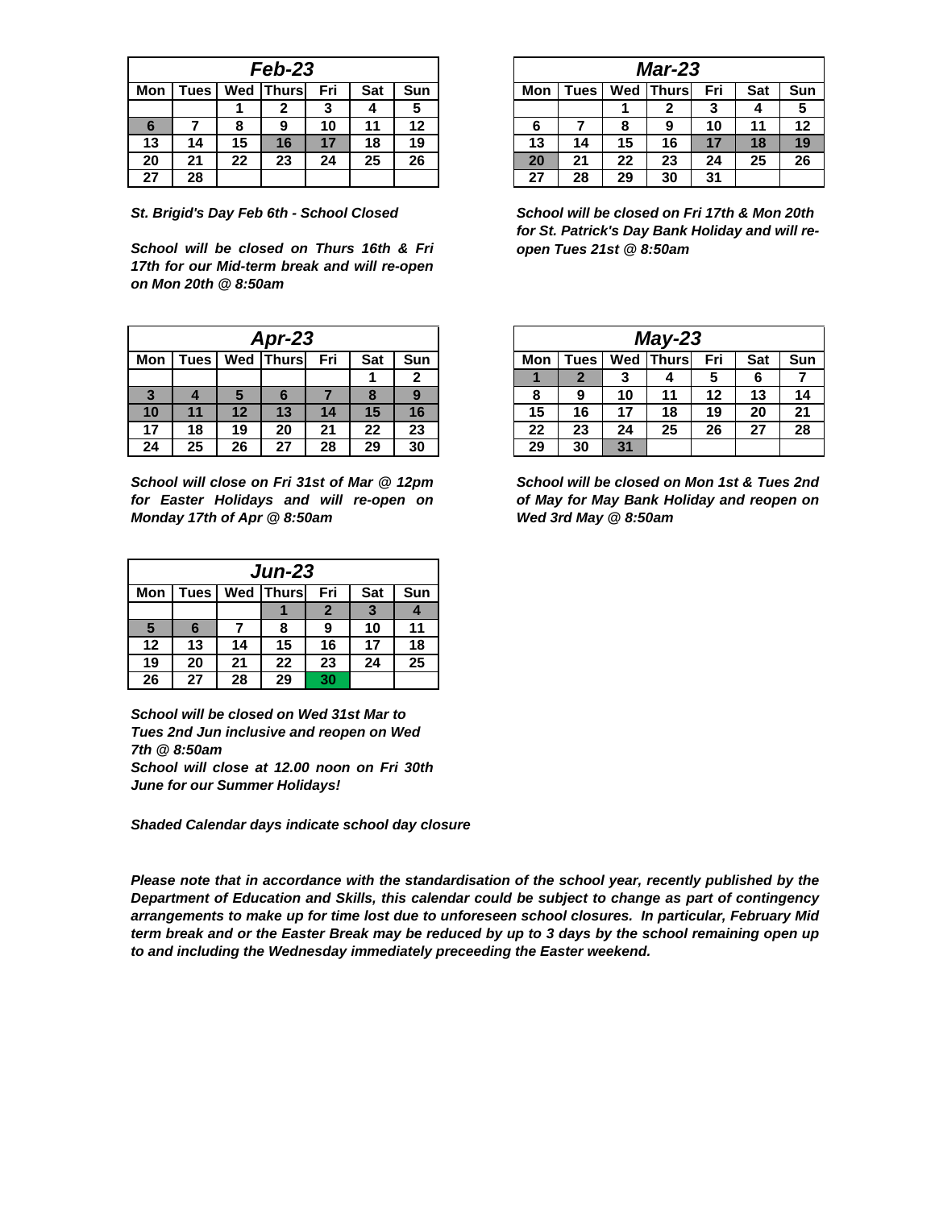| Feb-23 | | | | | | |
|---|---|---|---|---|---|---|
| Mon | Tues | Wed | Thurs | Fri | Sat | Sun |
| | | 1 | 2 | 3 | 4 | 5 |
| 6 | 7 | 8 | 9 | 10 | 11 | 12 |
| 13 | 14 | 15 | 16 | 17 | 18 | 19 |
| 20 | 21 | 22 | 23 | 24 | 25 | 26 |
| 27 | 28 | | | | | |

***St. Brigid's Day Feb 6th - School Closed***

***School will be closed on Thurs 16th & Fri 17th for our Mid-term break and will re-open on Mon 20th @ 8:50am***

| Mar-23 | | | | | | |
|---|---|---|---|---|---|---|
| Mon | Tues | Wed | Thurs | Fri | Sat | Sun |
| | | 1 | 2 | 3 | 4 | 5 |
| 6 | 7 | 8 | 9 | 10 | 11 | 12 |
| 13 | 14 | 15 | 16 | 17 | 18 | 19 |
| 20 | 21 | 22 | 23 | 24 | 25 | 26 |
| 27 | 28 | 29 | 30 | 31 | | |

***School will be closed on Fri 17th & Mon 20th for St. Patrick's Day Bank Holiday and will re-open Tues 21st @ 8:50am***

| Apr-23 | | | | | | |
|---|---|---|---|---|---|---|
| Mon | Tues | Wed | Thurs | Fri | Sat | Sun |
| | | | | | 1 | 2 |
| 3 | 4 | 5 | 6 | 7 | 8 | 9 |
| 10 | 11 | 12 | 13 | 14 | 15 | 16 |
| 17 | 18 | 19 | 20 | 21 | 22 | 23 |
| 24 | 25 | 26 | 27 | 28 | 29 | 30 |

***School will close on Fri 31st of Mar @ 12pm for Easter Holidays and will re-open on Monday 17th of Apr @ 8:50am***

| May-23 | | | | | | |
|---|---|---|---|---|---|---|
| Mon | Tues | Wed | Thurs | Fri | Sat | Sun |
| 1 | 2 | 3 | 4 | 5 | 6 | 7 |
| 8 | 9 | 10 | 11 | 12 | 13 | 14 |
| 15 | 16 | 17 | 18 | 19 | 20 | 21 |
| 22 | 23 | 24 | 25 | 26 | 27 | 28 |
| 29 | 30 | 31 | | | | |

***School will be closed on Mon 1st & Tues 2nd of May for May Bank Holiday and reopen on Wed 3rd May @ 8:50am***

| Jun-23 | | | | | | |
|---|---|---|---|---|---|---|
| Mon | Tues | Wed | Thurs | Fri | Sat | Sun |
| | | | 1 | 2 | 3 | 4 |
| 5 | 6 | 7 | 8 | 9 | 10 | 11 |
| 12 | 13 | 14 | 15 | 16 | 17 | 18 |
| 19 | 20 | 21 | 22 | 23 | 24 | 25 |
| 26 | 27 | 28 | 29 | 30 | | |

***School will be closed on Wed 31st Mar to Tues 2nd Jun inclusive and reopen on Wed 7th @ 8:50am***
***School will close at 12.00 noon on Fri 30th June for our Summer Holidays!***

***Shaded Calendar days indicate school day closure***

***Please note that in accordance with the standardisation of the school year, recently published by the Department of Education and Skills, this calendar could be subject to change as part of contingency arrangements to make up for time lost due to unforeseen school closures. In particular, February Mid term break and or the Easter Break may be reduced by up to 3 days by the school remaining open up to and including the Wednesday immediately preceeding the Easter weekend.***